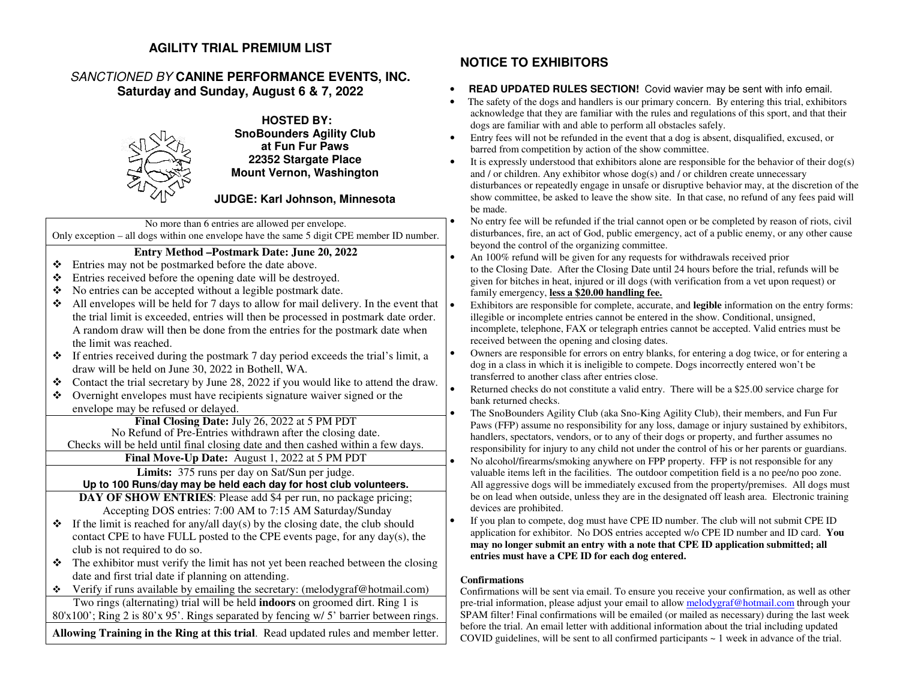# AGILITY TRIAL PREMIUM LIST

## *SANCTIONED BY* CANINE PERFORMANCE EVENTS, INC.

### Saturday and Sunday, August 6 & 7, 2022

**HOSTED BY:**
**SnoBounders Agility Club**
**at Fun Fur Paws**
**22352 Stargate Place**
**Mount Vernon, Washington**

**JUDGE: Karl Johnson, Minnesota**

No more than 6 entries are allowed per envelope.
Only exception – all dogs within one envelope have the same 5 digit CPE member ID number.

**Entry Method –Postmark Date: June 20, 2022**

- Entries may not be postmarked before the date above.
- Entries received before the opening date will be destroyed.
- No entries can be accepted without a legible postmark date.
- All envelopes will be held for 7 days to allow for mail delivery. In the event that the trial limit is exceeded, entries will then be processed in postmark date order. A random draw will then be done from the entries for the postmark date when the limit was reached.
- If entries received during the postmark 7 day period exceeds the trial's limit, a draw will be held on June 30, 2022 in Bothell, WA.
- Contact the trial secretary by June 28, 2022 if you would like to attend the draw.
- Overnight envelopes must have recipients signature waiver signed or the envelope may be refused or delayed.

**Final Closing Date:** July 26, 2022 at 5 PM PDT
No Refund of Pre-Entries withdrawn after the closing date.
Checks will be held until final closing date and then cashed within a few days.

**Final Move-Up Date:** August 1, 2022 at 5 PM PDT

**Limits:** 375 runs per day on Sat/Sun per judge.
**Up to 100 Runs/day may be held each day for host club volunteers.**

**DAY OF SHOW ENTRIES**: Please add $4 per run, no package pricing;
Accepting DOS entries: 7:00 AM to 7:15 AM Saturday/Sunday

- If the limit is reached for any/all day(s) by the closing date, the club should contact CPE to have FULL posted to the CPE events page, for any day(s), the club is not required to do so.
- The exhibitor must verify the limit has not yet been reached between the closing date and first trial date if planning on attending.
- Verify if runs available by emailing the secretary: (melodygraf@hotmail.com)

Two rings (alternating) trial will be held **indoors** on groomed dirt. Ring 1 is 80'x100'; Ring 2 is 80'x 95'. Rings separated by fencing w/ 5' barrier between rings.

**Allowing Training in the Ring at this trial**. Read updated rules and member letter.

## NOTICE TO EXHIBITORS

- **READ UPDATED RULES SECTION!** Covid wavier may be sent with info email.
- The safety of the dogs and handlers is our primary concern. By entering this trial, exhibitors acknowledge that they are familiar with the rules and regulations of this sport, and that their dogs are familiar with and able to perform all obstacles safely.
- Entry fees will not be refunded in the event that a dog is absent, disqualified, excused, or barred from competition by action of the show committee.
- It is expressly understood that exhibitors alone are responsible for the behavior of their dog(s) and / or children. Any exhibitor whose dog(s) and / or children create unnecessary disturbances or repeatedly engage in unsafe or disruptive behavior may, at the discretion of the show committee, be asked to leave the show site. In that case, no refund of any fees paid will be made.
- No entry fee will be refunded if the trial cannot open or be completed by reason of riots, civil disturbances, fire, an act of God, public emergency, act of a public enemy, or any other cause beyond the control of the organizing committee.
- An 100% refund will be given for any requests for withdrawals received prior to the Closing Date. After the Closing Date until 24 hours before the trial, refunds will be given for bitches in heat, injured or ill dogs (with verification from a vet upon request) or family emergency, **<u>less a $20.00 handling fee.</u>**
- Exhibitors are responsible for complete, accurate, and **legible** information on the entry forms: illegible or incomplete entries cannot be entered in the show. Conditional, unsigned, incomplete, telephone, FAX or telegraph entries cannot be accepted. Valid entries must be received between the opening and closing dates.
- Owners are responsible for errors on entry blanks, for entering a dog twice, or for entering a dog in a class in which it is ineligible to compete. Dogs incorrectly entered won't be transferred to another class after entries close.
- Returned checks do not constitute a valid entry. There will be a $25.00 service charge for bank returned checks.
- The SnoBounders Agility Club (aka Sno-King Agility Club), their members, and Fun Fur Paws (FFP) assume no responsibility for any loss, damage or injury sustained by exhibitors, handlers, spectators, vendors, or to any of their dogs or property, and further assumes no responsibility for injury to any child not under the control of his or her parents or guardians.
- No alcohol/firearms/smoking anywhere on FPP property. FFP is not responsible for any valuable items left in the facilities. The outdoor competition field is a no pee/no poo zone. All aggressive dogs will be immediately excused from the property/premises. All dogs must be on lead when outside, unless they are in the designated off leash area. Electronic training devices are prohibited.
- If you plan to compete, dog must have CPE ID number. The club will not submit CPE ID application for exhibitor. No DOS entries accepted w/o CPE ID number and ID card. **You may no longer submit an entry with a note that CPE ID application submitted; all entries must have a CPE ID for each dog entered.**

**Confirmations**

Confirmations will be sent via email. To ensure you receive your confirmation, as well as other pre-trial information, please adjust your email to allow melodygraf@hotmail.com through your SPAM filter! Final confirmations will be emailed (or mailed as necessary) during the last week before the trial. An email letter with additional information about the trial including updated COVID guidelines, will be sent to all confirmed participants ~ 1 week in advance of the trial.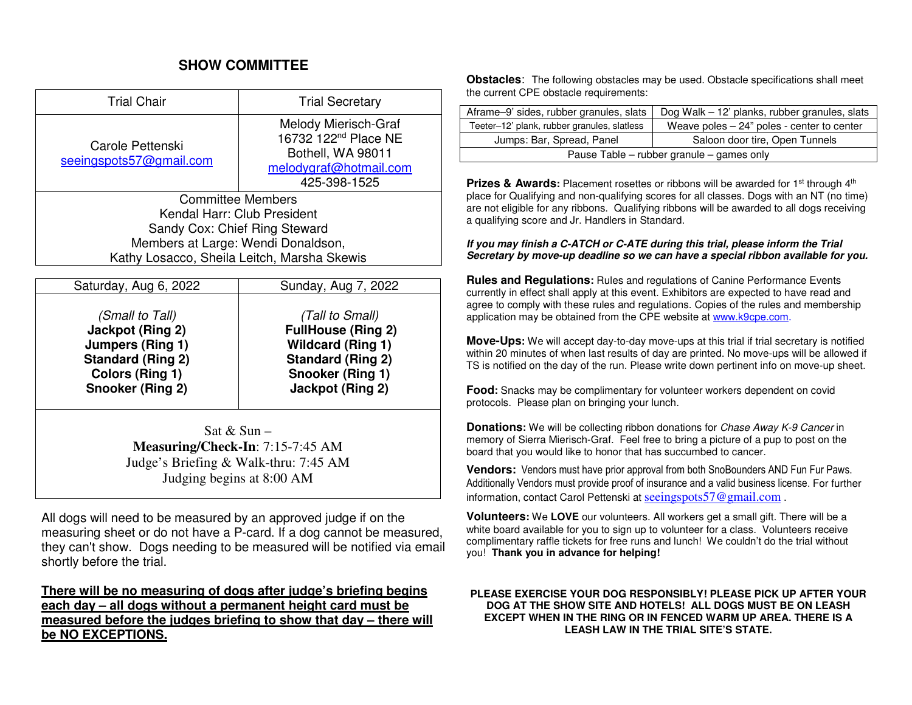## SHOW COMMITTEE

| Trial Chair | Trial Secretary |
|---|---|
| Carole Pettenski<br>seeingspots57@gmail.com | Melody Mierisch-Graf<br>16732 122nd Place NE<br>Bothell, WA 98011<br>melodygraf@hotmail.com<br>425-398-1525 |
| Committee Members<br>Kendal Harr: Club President<br>Sandy Cox: Chief Ring Steward<br>Members at Large: Wendi Donaldson,<br>Kathy Losacco, Sheila Leitch, Marsha Skewis | |

| Saturday, Aug 6, 2022 | Sunday, Aug 7, 2022 |
|---|---|
| *(Small to Tall)*<br>**Jackpot (Ring 2)**<br>**Jumpers (Ring 1)**<br>**Standard (Ring 2)**<br>**Colors (Ring 1)**<br>**Snooker (Ring 2)** | *(Tall to Small)*<br>**FullHouse (Ring 2)**<br>**Wildcard (Ring 1)**<br>**Standard (Ring 2)**<br>**Snooker (Ring 1)**<br>**Jackpot (Ring 2)** |
| Sat & Sun –<br>**Measuring/Check-In**: 7:15-7:45 AM<br>Judge's Briefing & Walk-thru: 7:45 AM<br>Judging begins at 8:00 AM | |

All dogs will need to be measured by an approved judge if on the measuring sheet or do not have a P-card. If a dog cannot be measured, they can't show. Dogs needing to be measured will be notified via email shortly before the trial.

**There will be no measuring of dogs after judge's briefing begins each day – all dogs without a permanent height card must be measured before the judges briefing to show that day – there will be NO EXCEPTIONS.**

**Obstacles**: The following obstacles may be used. Obstacle specifications shall meet the current CPE obstacle requirements:

| Aframe–9' sides, rubber granules, slats | Dog Walk – 12' planks, rubber granules, slats |
|---|---|
| Teeter–12' plank, rubber granules, slatless | Weave poles – 24" poles - center to center |
| Jumps: Bar, Spread, Panel | Saloon door tire, Open Tunnels |
| Pause Table – rubber granule – games only | |

**Prizes & Awards:** Placement rosettes or ribbons will be awarded for 1st through 4th place for Qualifying and non-qualifying scores for all classes. Dogs with an NT (no time) are not eligible for any ribbons. Qualifying ribbons will be awarded to all dogs receiving a qualifying score and Jr. Handlers in Standard.

***If you may finish a C-ATCH or C-ATE during this trial, please inform the Trial Secretary by move-up deadline so we can have a special ribbon available for you.***

**Rules and Regulations:** Rules and regulations of Canine Performance Events currently in effect shall apply at this event. Exhibitors are expected to have read and agree to comply with these rules and regulations. Copies of the rules and membership application may be obtained from the CPE website at www.k9cpe.com.

**Move-Ups:** We will accept day-to-day move-ups at this trial if trial secretary is notified within 20 minutes of when last results of day are printed. No move-ups will be allowed if TS is notified on the day of the run. Please write down pertinent info on move-up sheet.

**Food:** Snacks may be complimentary for volunteer workers dependent on covid protocols. Please plan on bringing your lunch.

**Donations:** We will be collecting ribbon donations for *Chase Away K-9 Cancer* in memory of Sierra Mierisch-Graf. Feel free to bring a picture of a pup to post on the board that you would like to honor that has succumbed to cancer.

**Vendors:** Vendors must have prior approval from both SnoBounders AND Fun Fur Paws. Additionally Vendors must provide proof of insurance and a valid business license. For further information, contact Carol Pettenski at seeingspots57@gmail.com .

**Volunteers:** We **LOVE** our volunteers. All workers get a small gift. There will be a white board available for you to sign up to volunteer for a class. Volunteers receive complimentary raffle tickets for free runs and lunch! We couldn't do the trial without you! **Thank you in advance for helping!**

**PLEASE EXERCISE YOUR DOG RESPONSIBLY! PLEASE PICK UP AFTER YOUR DOG AT THE SHOW SITE AND HOTELS! ALL DOGS MUST BE ON LEASH EXCEPT WHEN IN THE RING OR IN FENCED WARM UP AREA. THERE IS A LEASH LAW IN THE TRIAL SITE'S STATE.**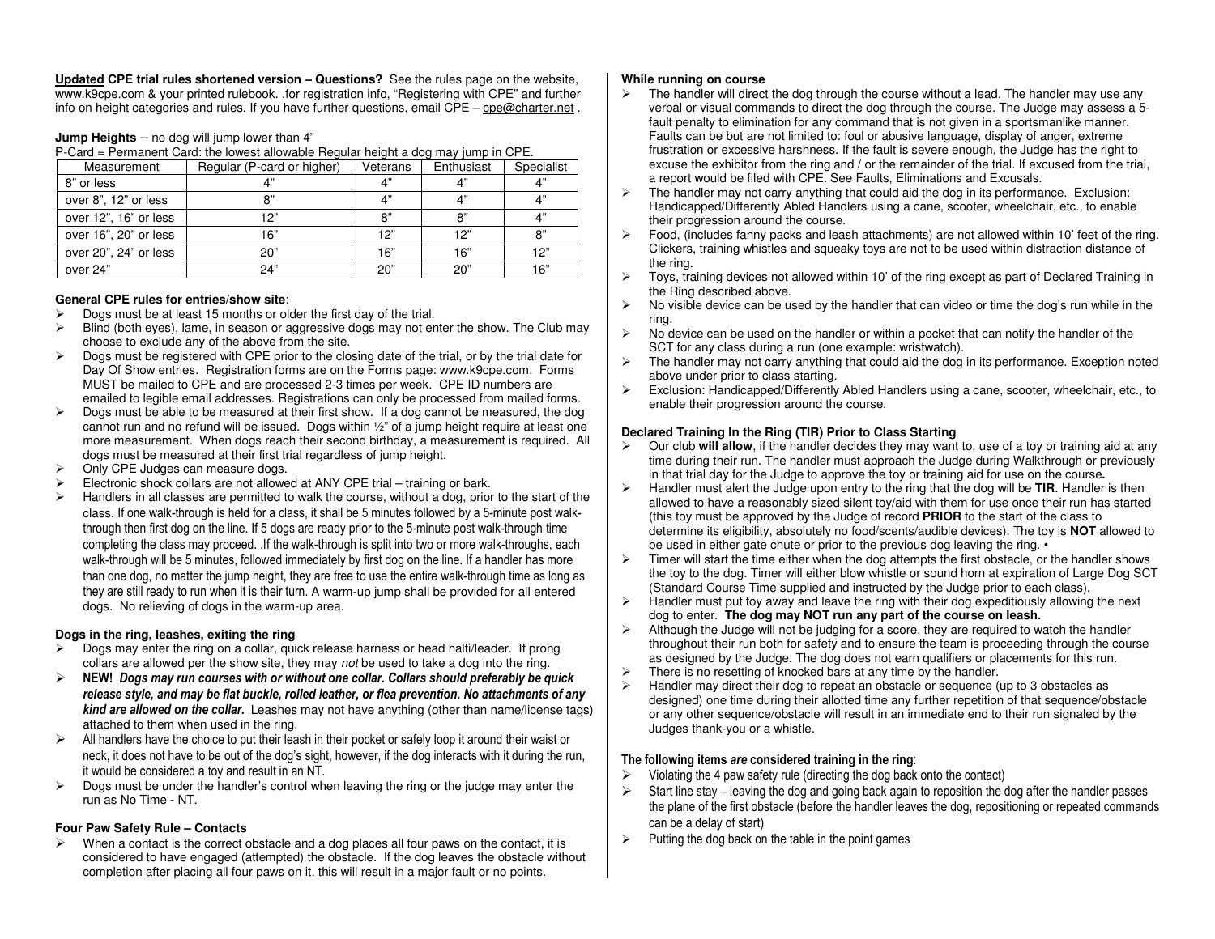**Updated CPE trial rules shortened version – Questions?** See the rules page on the website, www.k9cpe.com & your printed rulebook. .for registration info, "Registering with CPE" and further info on height categories and rules. If you have further questions, email CPE – cpe@charter.net .

**Jump Heights** – no dog will jump lower than 4"

P-Card = Permanent Card: the lowest allowable Regular height a dog may jump in CPE.

| Measurement | Regular (P-card or higher) | Veterans | Enthusiast | Specialist |
|---|---|---|---|---|
| 8" or less | 4" | 4" | 4" | 4" |
| over 8", 12" or less | 8" | 4" | 4" | 4" |
| over 12", 16" or less | 12" | 8" | 8" | 4" |
| over 16", 20" or less | 16" | 12" | 12" | 8" |
| over 20", 24" or less | 20" | 16" | 16" | 12" |
| over 24" | 24" | 20" | 20" | 16" |

**General CPE rules for entries/show site**:

- Dogs must be at least 15 months or older the first day of the trial.
- Blind (both eyes), lame, in season or aggressive dogs may not enter the show. The Club may choose to exclude any of the above from the site.
- Dogs must be registered with CPE prior to the closing date of the trial, or by the trial date for Day Of Show entries. Registration forms are on the Forms page: www.k9cpe.com. Forms MUST be mailed to CPE and are processed 2-3 times per week. CPE ID numbers are emailed to legible email addresses. Registrations can only be processed from mailed forms.
- Dogs must be able to be measured at their first show. If a dog cannot be measured, the dog cannot run and no refund will be issued. Dogs within ½" of a jump height require at least one more measurement. When dogs reach their second birthday, a measurement is required. All dogs must be measured at their first trial regardless of jump height.
- Only CPE Judges can measure dogs.
- Electronic shock collars are not allowed at ANY CPE trial – training or bark.
- Handlers in all classes are permitted to walk the course, without a dog, prior to the start of the class. If one walk-through is held for a class, it shall be 5 minutes followed by a 5-minute post walk-through then first dog on the line. If 5 dogs are ready prior to the 5-minute post walk-through time completing the class may proceed. .If the walk-through is split into two or more walk-throughs, each walk-through will be 5 minutes, followed immediately by first dog on the line. If a handler has more than one dog, no matter the jump height, they are free to use the entire walk-through time as long as they are still ready to run when it is their turn. A warm-up jump shall be provided for all entered dogs. No relieving of dogs in the warm-up area.

**Dogs in the ring, leashes, exiting the ring**

- Dogs may enter the ring on a collar, quick release harness or head halti/leader. If prong collars are allowed per the show site, they may *not* be used to take a dog into the ring.
- **NEW!** ***Dogs may run courses with or without one collar. Collars should preferably be quick release style, and may be flat buckle, rolled leather, or flea prevention. No attachments of any kind are allowed on the collar.*** Leashes may not have anything (other than name/license tags) attached to them when used in the ring.
- All handlers have the choice to put their leash in their pocket or safely loop it around their waist or neck, it does not have to be out of the dog's sight, however, if the dog interacts with it during the run, it would be considered a toy and result in an NT.
- Dogs must be under the handler's control when leaving the ring or the judge may enter the run as No Time - NT.

**Four Paw Safety Rule – Contacts**

- When a contact is the correct obstacle and a dog places all four paws on the contact, it is considered to have engaged (attempted) the obstacle. If the dog leaves the obstacle without completion after placing all four paws on it, this will result in a major fault or no points.

**While running on course**

- The handler will direct the dog through the course without a lead. The handler may use any verbal or visual commands to direct the dog through the course. The Judge may assess a 5-fault penalty to elimination for any command that is not given in a sportsmanlike manner. Faults can be but are not limited to: foul or abusive language, display of anger, extreme frustration or excessive harshness. If the fault is severe enough, the Judge has the right to excuse the exhibitor from the ring and / or the remainder of the trial. If excused from the trial, a report would be filed with CPE. See Faults, Eliminations and Excusals.
- The handler may not carry anything that could aid the dog in its performance. Exclusion: Handicapped/Differently Abled Handlers using a cane, scooter, wheelchair, etc., to enable their progression around the course.
- Food, (includes fanny packs and leash attachments) are not allowed within 10' feet of the ring. Clickers, training whistles and squeaky toys are not to be used within distraction distance of the ring.
- Toys, training devices not allowed within 10' of the ring except as part of Declared Training in the Ring described above.
- No visible device can be used by the handler that can video or time the dog's run while in the ring.
- No device can be used on the handler or within a pocket that can notify the handler of the SCT for any class during a run (one example: wristwatch).
- The handler may not carry anything that could aid the dog in its performance. Exception noted above under prior to class starting.
- Exclusion: Handicapped/Differently Abled Handlers using a cane, scooter, wheelchair, etc., to enable their progression around the course.

**Declared Training In the Ring (TIR) Prior to Class Starting**

- Our club **will allow**, if the handler decides they may want to, use of a toy or training aid at any time during their run. The handler must approach the Judge during Walkthrough or previously in that trial day for the Judge to approve the toy or training aid for use on the course**.**
- Handler must alert the Judge upon entry to the ring that the dog will be **TIR**. Handler is then allowed to have a reasonably sized silent toy/aid with them for use once their run has started (this toy must be approved by the Judge of record **PRIOR** to the start of the class to determine its eligibility, absolutely no food/scents/audible devices). The toy is **NOT** allowed to be used in either gate chute or prior to the previous dog leaving the ring. •
- Timer will start the time either when the dog attempts the first obstacle, or the handler shows the toy to the dog. Timer will either blow whistle or sound horn at expiration of Large Dog SCT (Standard Course Time supplied and instructed by the Judge prior to each class).
- Handler must put toy away and leave the ring with their dog expeditiously allowing the next dog to enter. **The dog may NOT run any part of the course on leash.**
- Although the Judge will not be judging for a score, they are required to watch the handler throughout their run both for safety and to ensure the team is proceeding through the course as designed by the Judge. The dog does not earn qualifiers or placements for this run.
- There is no resetting of knocked bars at any time by the handler.
- Handler may direct their dog to repeat an obstacle or sequence (up to 3 obstacles as designed) one time during their allotted time any further repetition of that sequence/obstacle or any other sequence/obstacle will result in an immediate end to their run signaled by the Judges thank-you or a whistle.

**The following items *are* considered training in the ring**:

- Violating the 4 paw safety rule (directing the dog back onto the contact)
- Start line stay – leaving the dog and going back again to reposition the dog after the handler passes the plane of the first obstacle (before the handler leaves the dog, repositioning or repeated commands can be a delay of start)
- Putting the dog back on the table in the point games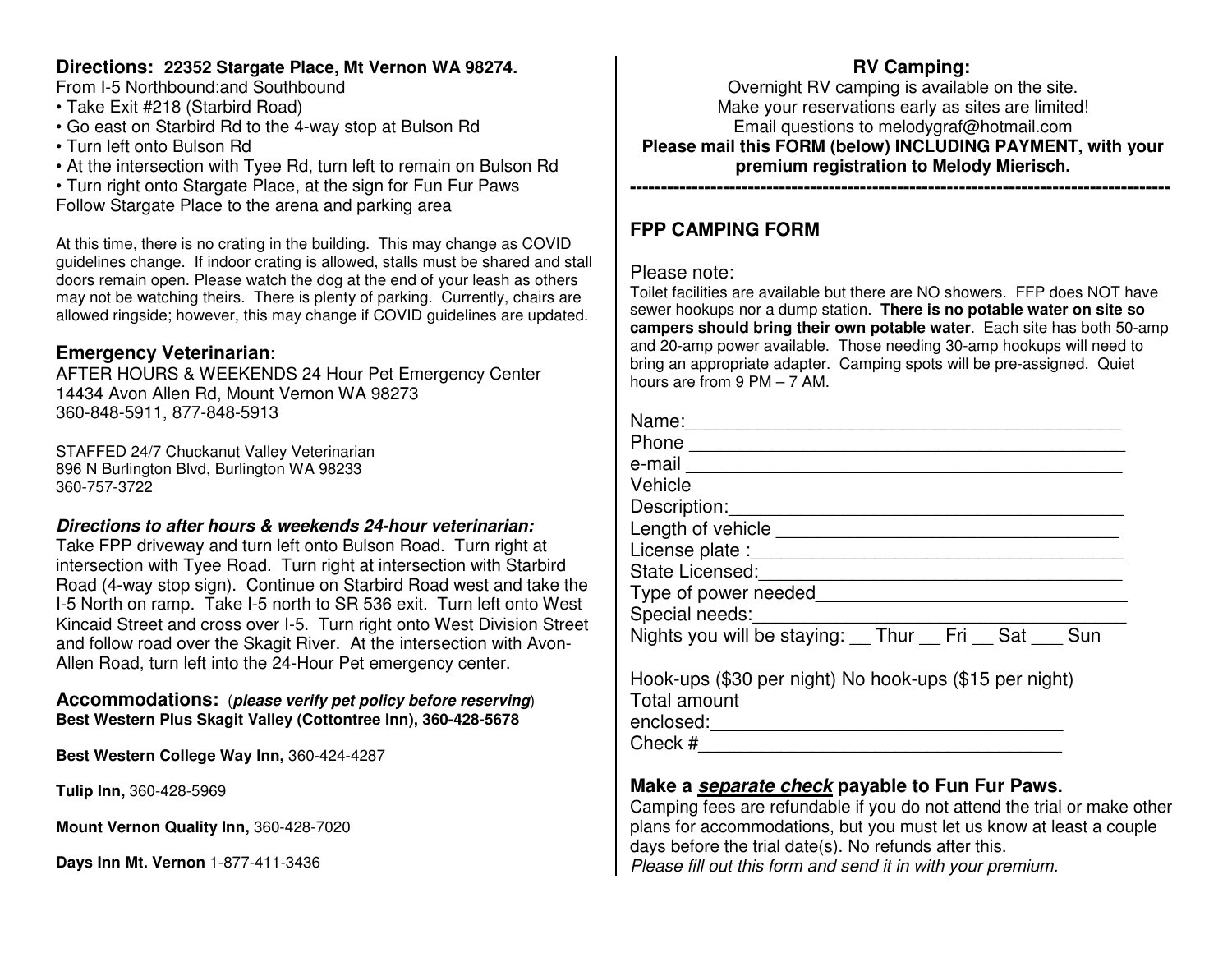## Directions: 22352 Stargate Place, Mt Vernon WA 98274.

From I-5 Northbound:and Southbound

- Take Exit #218 (Starbird Road)
- Go east on Starbird Rd to the 4-way stop at Bulson Rd
- Turn left onto Bulson Rd
- At the intersection with Tyee Rd, turn left to remain on Bulson Rd
- Turn right onto Stargate Place, at the sign for Fun Fur Paws

Follow Stargate Place to the arena and parking area

At this time, there is no crating in the building. This may change as COVID guidelines change. If indoor crating is allowed, stalls must be shared and stall doors remain open. Please watch the dog at the end of your leash as others may not be watching theirs. There is plenty of parking. Currently, chairs are allowed ringside; however, this may change if COVID guidelines are updated.

## Emergency Veterinarian:

AFTER HOURS & WEEKENDS 24 Hour Pet Emergency Center
14434 Avon Allen Rd, Mount Vernon WA 98273
360-848-5911, 877-848-5913

STAFFED 24/7 Chuckanut Valley Veterinarian
896 N Burlington Blvd, Burlington WA 98233
360-757-3722

***Directions to after hours & weekends 24-hour veterinarian:***

Take FPP driveway and turn left onto Bulson Road. Turn right at intersection with Tyee Road. Turn right at intersection with Starbird Road (4-way stop sign). Continue on Starbird Road west and take the I-5 North on ramp. Take I-5 north to SR 536 exit. Turn left onto West Kincaid Street and cross over I-5. Turn right onto West Division Street and follow road over the Skagit River. At the intersection with Avon-Allen Road, turn left into the 24-Hour Pet emergency center.

## Accommodations: (*please verify pet policy before reserving*)

**Best Western Plus Skagit Valley (Cottontree Inn), 360-428-5678**

**Best Western College Way Inn,** 360-424-4287

**Tulip Inn,** 360-428-5969

**Mount Vernon Quality Inn,** 360-428-7020

**Days Inn Mt. Vernon** 1-877-411-3436

## RV Camping:

Overnight RV camping is available on the site.
Make your reservations early as sites are limited!
Email questions to melodygraf@hotmail.com
**Please mail this FORM (below) INCLUDING PAYMENT, with your premium registration to Melody Mierisch.**

-----------------------------------------------------------------------------------

## FPP CAMPING FORM

Please note:

Toilet facilities are available but there are NO showers. FFP does NOT have sewer hookups nor a dump station. **There is no potable water on site so campers should bring their own potable water**. Each site has both 50-amp and 20-amp power available. Those needing 30-amp hookups will need to bring an appropriate adapter. Camping spots will be pre-assigned. Quiet hours are from 9 PM – 7 AM.

Name:___________________________________________
Phone ___________________________________________
e-mail ___________________________________________
Vehicle
Description:_______________________________________
Length of vehicle ________________________________
License plate :_____________________________________
State Licensed:____________________________________
Type of power needed______________________________
Special needs:_____________________________________
Nights you will be staying: __ Thur __ Fri __ Sat ___ Sun

Hook-ups ($30 per night) No hook-ups ($15 per night)
Total amount
enclosed:_________________________________
Check #__________________________________

### Make a ***separate check*** payable to Fun Fur Paws.

Camping fees are refundable if you do not attend the trial or make other plans for accommodations, but you must let us know at least a couple days before the trial date(s). No refunds after this.

*Please fill out this form and send it in with your premium.*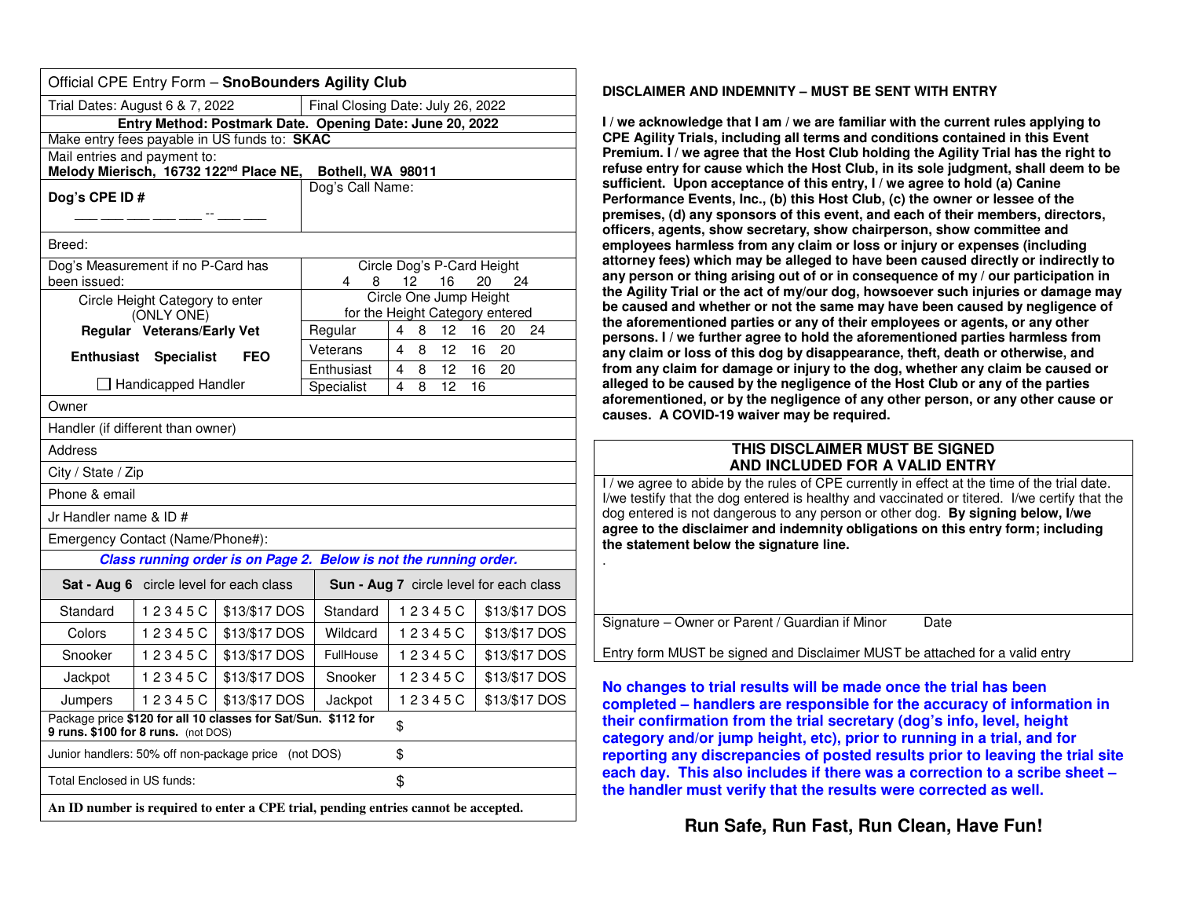Official CPE Entry Form – **SnoBounders Agility Club**

| | |
|---|---|
| Trial Dates: August 6 & 7, 2022 | Final Closing Date: July 26, 2022 |
| **Entry Method: Postmark Date. Opening Date: June 20, 2022** | |
| Make entry fees payable in US funds to: **SKAC** | |
| Mail entries and payment to: **Melody Mierisch, 16732 122nd Place NE, Bothell, WA 98011** | |
| **Dog's CPE ID #** ___ ___ ___ ___ ___ -- ___ ___ | Dog's Call Name: |
| Breed: | |
| Dog's Measurement if no P-Card has been issued: | Circle Dog's P-Card Height 4 8 12 16 20 24 |
| Circle Height Category to enter (ONLY ONE) **Regular Veterans/Early Vet Enthusiast Specialist FEO** ☐ Handicapped Handler | Circle One Jump Height for the Height Category entered: Regular 4 8 12 16 20 24; Veterans 4 8 12 16 20; Enthusiast 4 8 12 16 20; Specialist 4 8 12 16 |
| Owner | |
| Handler (if different than owner) | |
| Address | |
| City / State / Zip | |
| Phone & email | |
| Jr Handler name & ID # | |
| Emergency Contact (Name/Phone#): | |

***Class running order is on Page 2. Below is not the running order.***

| **Sat - Aug 6** circle level for each class | | | **Sun - Aug 7** circle level for each class | | |
|---|---|---|---|---|---|
| Standard | 1 2 3 4 5 C | $13/$17 DOS | Standard | 1 2 3 4 5 C | $13/$17 DOS |
| Colors | 1 2 3 4 5 C | $13/$17 DOS | Wildcard | 1 2 3 4 5 C | $13/$17 DOS |
| Snooker | 1 2 3 4 5 C | $13/$17 DOS | FullHouse | 1 2 3 4 5 C | $13/$17 DOS |
| Jackpot | 1 2 3 4 5 C | $13/$17 DOS | Snooker | 1 2 3 4 5 C | $13/$17 DOS |
| Jumpers | 1 2 3 4 5 C | $13/$17 DOS | Jackpot | 1 2 3 4 5 C | $13/$17 DOS |

| | |
|---|---|
| Package price **$120 for all 10 classes for Sat/Sun. $112 for 9 runs. $100 for 8 runs.** (not DOS) | $ |
| Junior handlers: 50% off non-package price (not DOS) | $ |
| Total Enclosed in US funds: | $ |

**An ID number is required to enter a CPE trial, pending entries cannot be accepted.**

**DISCLAIMER AND INDEMNITY – MUST BE SENT WITH ENTRY**

**I / we acknowledge that I am / we are familiar with the current rules applying to CPE Agility Trials, including all terms and conditions contained in this Event Premium. I / we agree that the Host Club holding the Agility Trial has the right to refuse entry for cause which the Host Club, in its sole judgment, shall deem to be sufficient. Upon acceptance of this entry, I / we agree to hold (a) Canine Performance Events, Inc., (b) this Host Club, (c) the owner or lessee of the premises, (d) any sponsors of this event, and each of their members, directors, officers, agents, show secretary, show chairperson, show committee and employees harmless from any claim or loss or injury or expenses (including attorney fees) which may be alleged to have been caused directly or indirectly to any person or thing arising out of or in consequence of my / our participation in the Agility Trial or the act of my/our dog, howsoever such injuries or damage may be caused and whether or not the same may have been caused by negligence of the aforementioned parties or any of their employees or agents, or any other persons. I / we further agree to hold the aforementioned parties harmless from any claim or loss of this dog by disappearance, theft, death or otherwise, and from any claim for damage or injury to the dog, whether any claim be caused or alleged to be caused by the negligence of the Host Club or any of the parties aforementioned, or by the negligence of any other person, or any other cause or causes. A COVID-19 waiver may be required.**

**THIS DISCLAIMER MUST BE SIGNED AND INCLUDED FOR A VALID ENTRY**

I / we agree to abide by the rules of CPE currently in effect at the time of the trial date. I/we testify that the dog entered is healthy and vaccinated or titered. I/we certify that the dog entered is not dangerous to any person or other dog. **By signing below, I/we agree to the disclaimer and indemnity obligations on this entry form; including the statement below the signature line.**

Signature – Owner or Parent / Guardian if Minor Date

Entry form MUST be signed and Disclaimer MUST be attached for a valid entry

**No changes to trial results will be made once the trial has been completed – handlers are responsible for the accuracy of information in their confirmation from the trial secretary (dog's info, level, height category and/or jump height, etc), prior to running in a trial, and for reporting any discrepancies of posted results prior to leaving the trial site each day. This also includes if there was a correction to a scribe sheet – the handler must verify that the results were corrected as well.**

**Run Safe, Run Fast, Run Clean, Have Fun!**